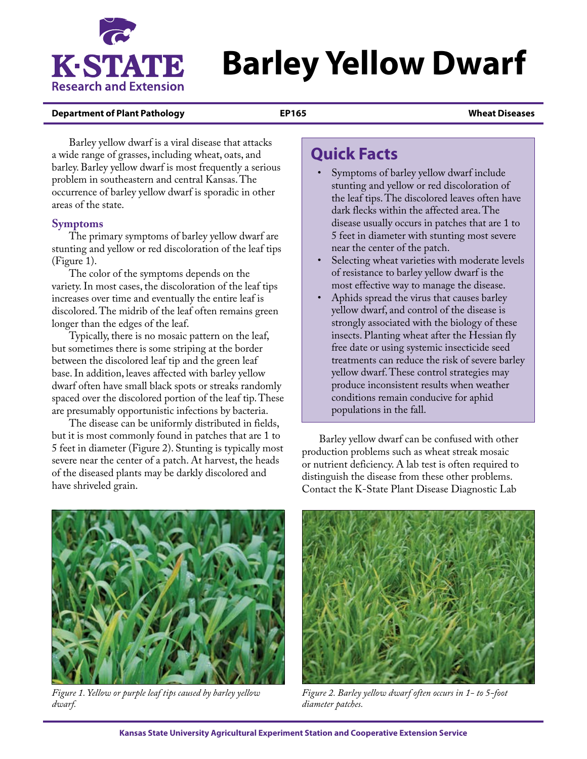# Barley Yellow Dwarf

**Department of Plant Pathology** **EP165** **Wheat Diseases**

Barley yellow dwarf is a viral disease that attacks a wide range of grasses, including wheat, oats, and barley. Barley yellow dwarf is most frequently a serious problem in southeastern and central Kansas. The occurrence of barley yellow dwarf is sporadic in other areas of the state.

## Symptoms

The primary symptoms of barley yellow dwarf are stunting and yellow or red discoloration of the leaf tips (Figure 1).

The color of the symptoms depends on the variety. In most cases, the discoloration of the leaf tips increases over time and eventually the entire leaf is discolored. The midrib of the leaf often remains green longer than the edges of the leaf.

Typically, there is no mosaic pattern on the leaf, but sometimes there is some striping at the border between the discolored leaf tip and the green leaf base. In addition, leaves affected with barley yellow dwarf often have small black spots or streaks randomly spaced over the discolored portion of the leaf tip. These are presumably opportunistic infections by bacteria.

The disease can be uniformly distributed in fields, but it is most commonly found in patches that are 1 to 5 feet in diameter (Figure 2). Stunting is typically most severe near the center of a patch. At harvest, the heads of the diseased plants may be darkly discolored and have shriveled grain.

## Quick Facts

- Symptoms of barley yellow dwarf include stunting and yellow or red discoloration of the leaf tips. The discolored leaves often have dark flecks within the affected area. The disease usually occurs in patches that are 1 to 5 feet in diameter with stunting most severe near the center of the patch.
- Selecting wheat varieties with moderate levels of resistance to barley yellow dwarf is the most effective way to manage the disease.
- Aphids spread the virus that causes barley yellow dwarf, and control of the disease is strongly associated with the biology of these insects. Planting wheat after the Hessian fly free date or using systemic insecticide seed treatments can reduce the risk of severe barley yellow dwarf. These control strategies may produce inconsistent results when weather conditions remain conducive for aphid populations in the fall.

Barley yellow dwarf can be confused with other production problems such as wheat streak mosaic or nutrient deficiency. A lab test is often required to distinguish the disease from these other problems. Contact the K-State Plant Disease Diagnostic Lab

*Figure 1. Yellow or purple leaf tips caused by barley yellow dwarf.*

*Figure 2. Barley yellow dwarf often occurs in 1- to 5-foot diameter patches.*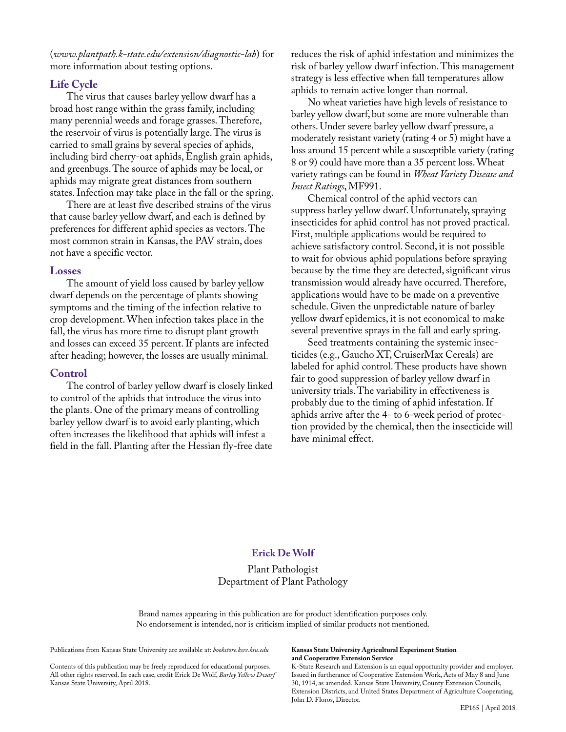(*www.plantpath.k-state.edu/extension/diagnostic-lab*) for more information about testing options.

## Life Cycle

The virus that causes barley yellow dwarf has a broad host range within the grass family, including many perennial weeds and forage grasses. Therefore, the reservoir of virus is potentially large. The virus is carried to small grains by several species of aphids, including bird cherry-oat aphids, English grain aphids, and greenbugs. The source of aphids may be local, or aphids may migrate great distances from southern states. Infection may take place in the fall or the spring.

There are at least five described strains of the virus that cause barley yellow dwarf, and each is defined by preferences for different aphid species as vectors. The most common strain in Kansas, the PAV strain, does not have a specific vector.

## Losses

The amount of yield loss caused by barley yellow dwarf depends on the percentage of plants showing symptoms and the timing of the infection relative to crop development. When infection takes place in the fall, the virus has more time to disrupt plant growth and losses can exceed 35 percent. If plants are infected after heading; however, the losses are usually minimal.

## Control

The control of barley yellow dwarf is closely linked to control of the aphids that introduce the virus into the plants. One of the primary means of controlling barley yellow dwarf is to avoid early planting, which often increases the likelihood that aphids will infest a field in the fall. Planting after the Hessian fly-free date reduces the risk of aphid infestation and minimizes the risk of barley yellow dwarf infection. This management strategy is less effective when fall temperatures allow aphids to remain active longer than normal.

No wheat varieties have high levels of resistance to barley yellow dwarf, but some are more vulnerable than others. Under severe barley yellow dwarf pressure, a moderately resistant variety (rating 4 or 5) might have a loss around 15 percent while a susceptible variety (rating 8 or 9) could have more than a 35 percent loss. Wheat variety ratings can be found in *Wheat Variety Disease and Insect Ratings*, MF991.

Chemical control of the aphid vectors can suppress barley yellow dwarf. Unfortunately, spraying insecticides for aphid control has not proved practical. First, multiple applications would be required to achieve satisfactory control. Second, it is not possible to wait for obvious aphid populations before spraying because by the time they are detected, significant virus transmission would already have occurred. Therefore, applications would have to be made on a preventive schedule. Given the unpredictable nature of barley yellow dwarf epidemics, it is not economical to make several preventive sprays in the fall and early spring.

Seed treatments containing the systemic insecticides (e.g., Gaucho XT, CruiserMax Cereals) are labeled for aphid control. These products have shown fair to good suppression of barley yellow dwarf in university trials. The variability in effectiveness is probably due to the timing of aphid infestation. If aphids arrive after the 4- to 6-week period of protection provided by the chemical, then the insecticide will have minimal effect.

**Erick De Wolf**

Plant Pathologist
Department of Plant Pathology

Brand names appearing in this publication are for product identification purposes only. No endorsement is intended, nor is criticism implied of similar products not mentioned.

Publications from Kansas State University are available at: *bookstore.ksre.ksu.edu*

Contents of this publication may be freely reproduced for educational purposes. All other rights reserved. In each case, credit Erick De Wolf, *Barley Yellow Dwarf* Kansas State University, April 2018.

**Kansas State University Agricultural Experiment Station and Cooperative Extension Service**

K-State Research and Extension is an equal opportunity provider and employer. Issued in furtherance of Cooperative Extension Work, Acts of May 8 and June 30, 1914, as amended. Kansas State University, County Extension Councils, Extension Districts, and United States Department of Agriculture Cooperating, John D. Floros, Director.

EP165 | April 2018